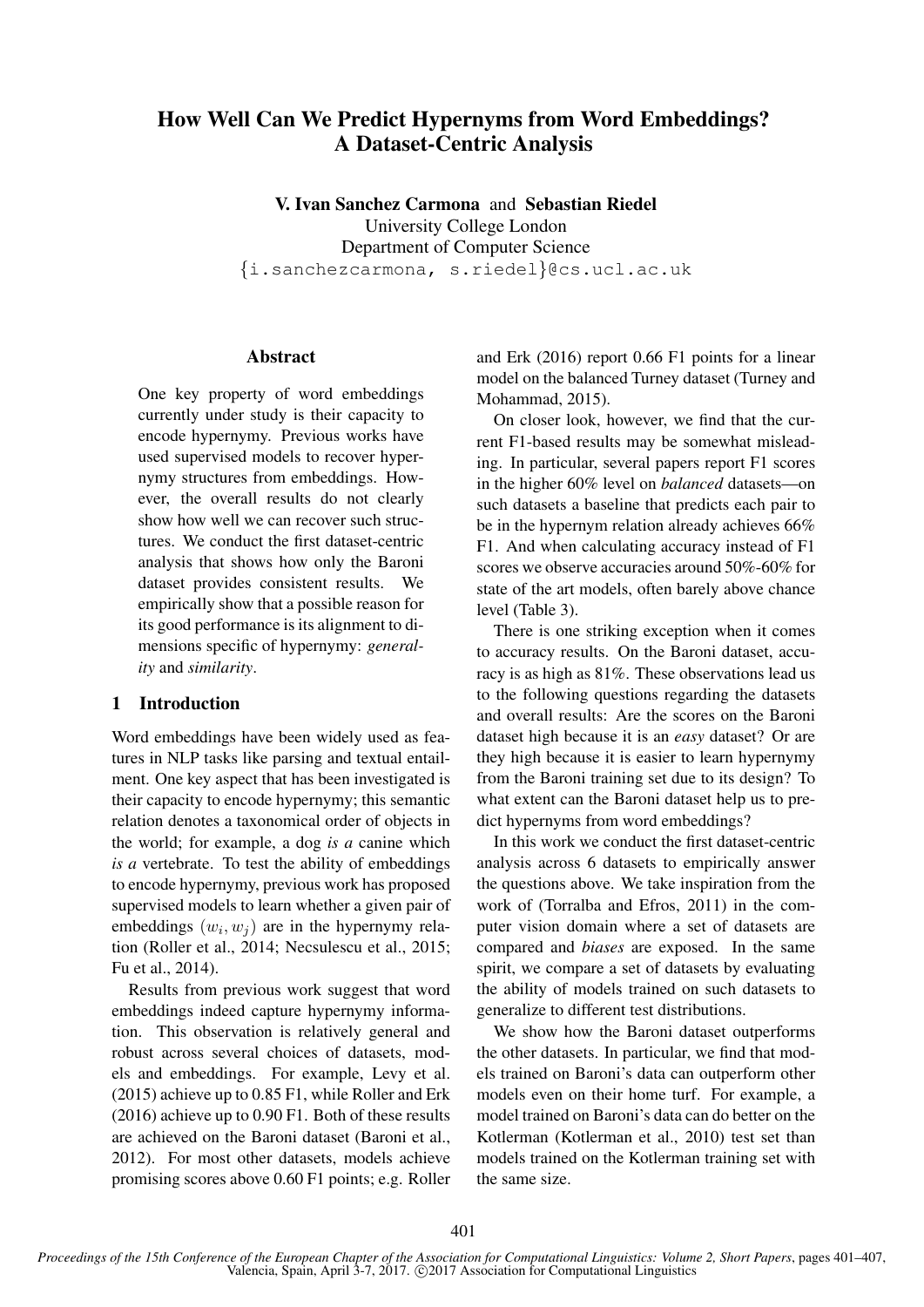# How Well Can We Predict Hypernyms from Word Embeddings? A Dataset-Centric Analysis

**V. Ivan Sanchez Carmona** and **Sebastian Riedel**
University College London
Department of Computer Science
{i.sanchezcarmona, s.riedel}@cs.ucl.ac.uk

## Abstract

One key property of word embeddings currently under study is their capacity to encode hypernymy. Previous works have used supervised models to recover hypernymy structures from embeddings. However, the overall results do not clearly show how well we can recover such structures. We conduct the first dataset-centric analysis that shows how only the Baroni dataset provides consistent results. We empirically show that a possible reason for its good performance is its alignment to dimensions specific of hypernymy: *generality* and *similarity*.

## 1 Introduction

Word embeddings have been widely used as features in NLP tasks like parsing and textual entailment. One key aspect that has been investigated is their capacity to encode hypernymy; this semantic relation denotes a taxonomical order of objects in the world; for example, a dog *is a* canine which *is a* vertebrate. To test the ability of embeddings to encode hypernymy, previous work has proposed supervised models to learn whether a given pair of embeddings $(w_i, w_j)$ are in the hypernymy relation (Roller et al., 2014; Necsulescu et al., 2015; Fu et al., 2014).

Results from previous work suggest that word embeddings indeed capture hypernymy information. This observation is relatively general and robust across several choices of datasets, models and embeddings. For example, Levy et al. (2015) achieve up to 0.85 F1, while Roller and Erk (2016) achieve up to 0.90 F1. Both of these results are achieved on the Baroni dataset (Baroni et al., 2012). For most other datasets, models achieve promising scores above 0.60 F1 points; e.g. Roller and Erk (2016) report 0.66 F1 points for a linear model on the balanced Turney dataset (Turney and Mohammad, 2015).

On closer look, however, we find that the current F1-based results may be somewhat misleading. In particular, several papers report F1 scores in the higher 60% level on *balanced* datasets—on such datasets a baseline that predicts each pair to be in the hypernym relation already achieves 66% F1. And when calculating accuracy instead of F1 scores we observe accuracies around 50%-60% for state of the art models, often barely above chance level (Table 3).

There is one striking exception when it comes to accuracy results. On the Baroni dataset, accuracy is as high as 81%. These observations lead us to the following questions regarding the datasets and overall results: Are the scores on the Baroni dataset high because it is an *easy* dataset? Or are they high because it is easier to learn hypernymy from the Baroni training set due to its design? To what extent can the Baroni dataset help us to predict hypernyms from word embeddings?

In this work we conduct the first dataset-centric analysis across 6 datasets to empirically answer the questions above. We take inspiration from the work of (Torralba and Efros, 2011) in the computer vision domain where a set of datasets are compared and *biases* are exposed. In the same spirit, we compare a set of datasets by evaluating the ability of models trained on such datasets to generalize to different test distributions.

We show how the Baroni dataset outperforms the other datasets. In particular, we find that models trained on Baroni's data can outperform other models even on their home turf. For example, a model trained on Baroni's data can do better on the Kotlerman (Kotlerman et al., 2010) test set than models trained on the Kotlerman training set with the same size.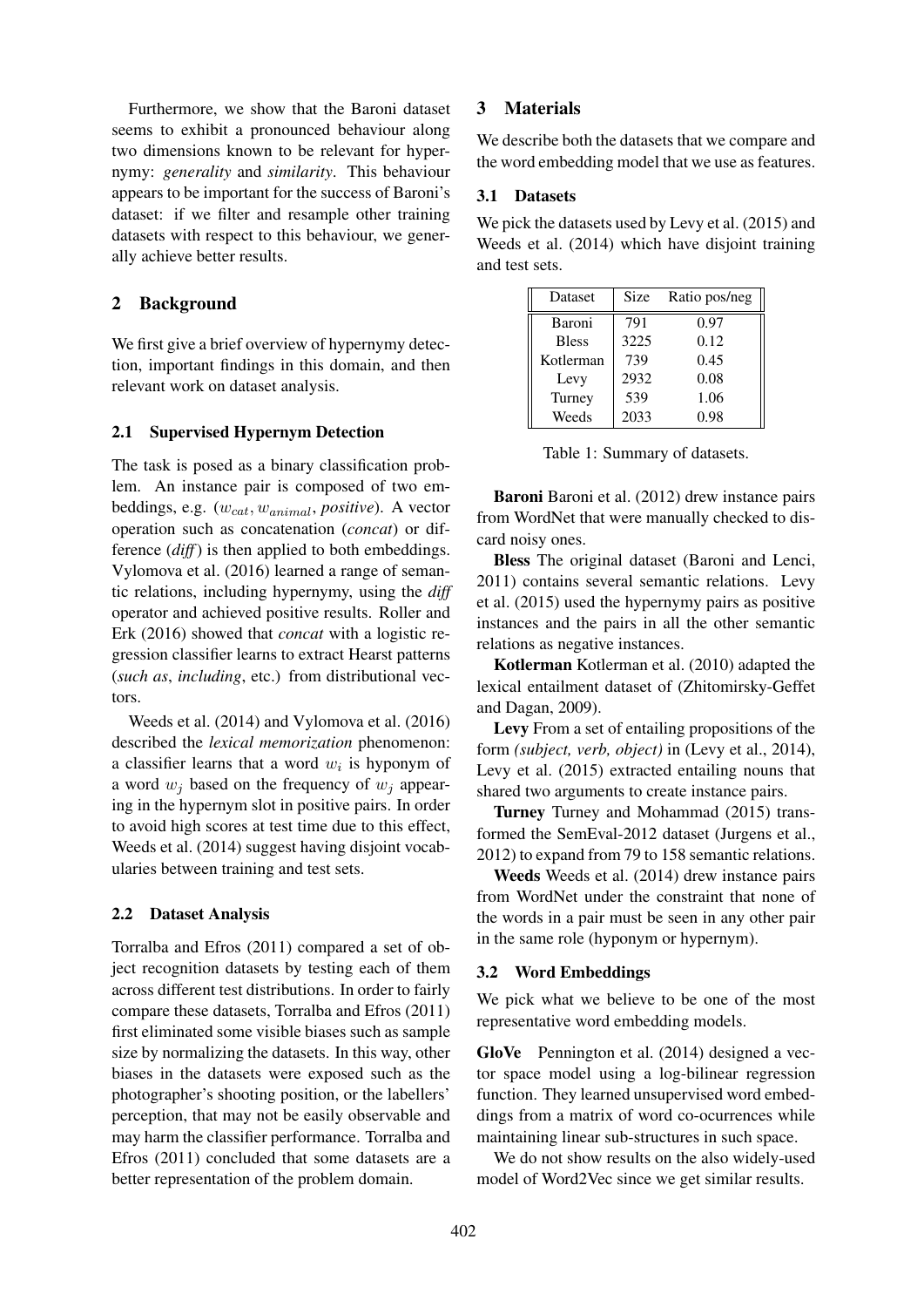Furthermore, we show that the Baroni dataset seems to exhibit a pronounced behaviour along two dimensions known to be relevant for hypernymy: *generality* and *similarity*. This behaviour appears to be important for the success of Baroni's dataset: if we filter and resample other training datasets with respect to this behaviour, we generally achieve better results.

## 2 Background

We first give a brief overview of hypernymy detection, important findings in this domain, and then relevant work on dataset analysis.

### 2.1 Supervised Hypernym Detection

The task is posed as a binary classification problem. An instance pair is composed of two embeddings, e.g. ($w_{cat}$, $w_{animal}$, *positive*). A vector operation such as concatenation (*concat*) or difference (*diff*) is then applied to both embeddings. Vylomova et al. (2016) learned a range of semantic relations, including hypernymy, using the *diff* operator and achieved positive results. Roller and Erk (2016) showed that *concat* with a logistic regression classifier learns to extract Hearst patterns (*such as*, *including*, etc.) from distributional vectors.

Weeds et al. (2014) and Vylomova et al. (2016) described the *lexical memorization* phenomenon: a classifier learns that a word $w_i$ is hyponym of a word $w_j$ based on the frequency of $w_j$ appearing in the hypernym slot in positive pairs. In order to avoid high scores at test time due to this effect, Weeds et al. (2014) suggest having disjoint vocabularies between training and test sets.

### 2.2 Dataset Analysis

Torralba and Efros (2011) compared a set of object recognition datasets by testing each of them across different test distributions. In order to fairly compare these datasets, Torralba and Efros (2011) first eliminated some visible biases such as sample size by normalizing the datasets. In this way, other biases in the datasets were exposed such as the photographer's shooting position, or the labellers' perception, that may not be easily observable and may harm the classifier performance. Torralba and Efros (2011) concluded that some datasets are a better representation of the problem domain.

## 3 Materials

We describe both the datasets that we compare and the word embedding model that we use as features.

### 3.1 Datasets

We pick the datasets used by Levy et al. (2015) and Weeds et al. (2014) which have disjoint training and test sets.

| Dataset | Size | Ratio pos/neg |
|---|---|---|
| Baroni | 791 | 0.97 |
| Bless | 3225 | 0.12 |
| Kotlerman | 739 | 0.45 |
| Levy | 2932 | 0.08 |
| Turney | 539 | 1.06 |
| Weeds | 2033 | 0.98 |

Table 1: Summary of datasets.

**Baroni** Baroni et al. (2012) drew instance pairs from WordNet that were manually checked to discard noisy ones.

**Bless** The original dataset (Baroni and Lenci, 2011) contains several semantic relations. Levy et al. (2015) used the hypernymy pairs as positive instances and the pairs in all the other semantic relations as negative instances.

**Kotlerman** Kotlerman et al. (2010) adapted the lexical entailment dataset of (Zhitomirsky-Geffet and Dagan, 2009).

**Levy** From a set of entailing propositions of the form *(subject, verb, object)* in (Levy et al., 2014), Levy et al. (2015) extracted entailing nouns that shared two arguments to create instance pairs.

**Turney** Turney and Mohammad (2015) transformed the SemEval-2012 dataset (Jurgens et al., 2012) to expand from 79 to 158 semantic relations.

**Weeds** Weeds et al. (2014) drew instance pairs from WordNet under the constraint that none of the words in a pair must be seen in any other pair in the same role (hyponym or hypernym).

### 3.2 Word Embeddings

We pick what we believe to be one of the most representative word embedding models.

**GloVe** Pennington et al. (2014) designed a vector space model using a log-bilinear regression function. They learned unsupervised word embeddings from a matrix of word co-ocurrences while maintaining linear sub-structures in such space.

We do not show results on the also widely-used model of Word2Vec since we get similar results.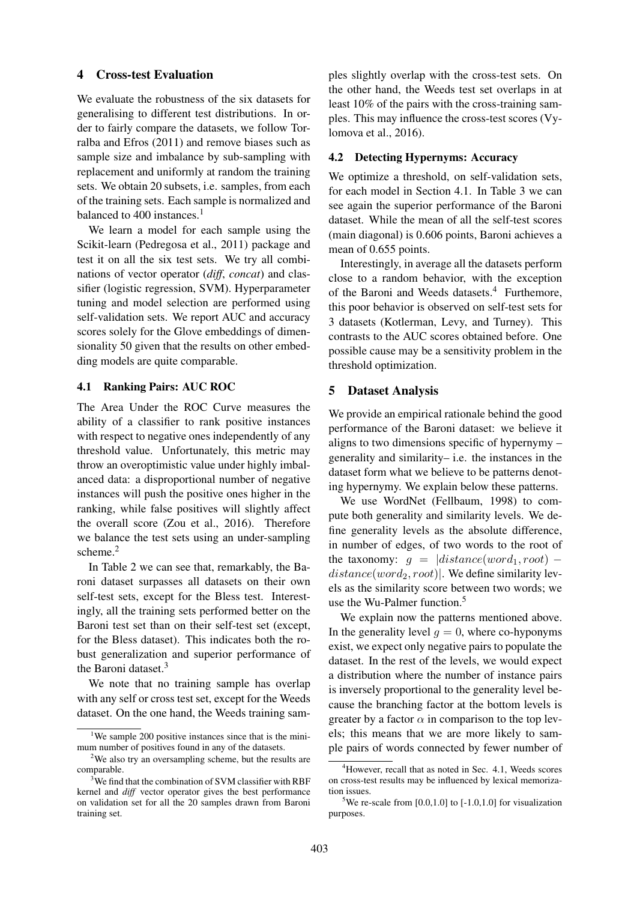## 4 Cross-test Evaluation

We evaluate the robustness of the six datasets for generalising to different test distributions. In order to fairly compare the datasets, we follow Torralba and Efros (2011) and remove biases such as sample size and imbalance by sub-sampling with replacement and uniformly at random the training sets. We obtain 20 subsets, i.e. samples, from each of the training sets. Each sample is normalized and balanced to 400 instances.[1]

We learn a model for each sample using the Scikit-learn (Pedregosa et al., 2011) package and test it on all the six test sets. We try all combinations of vector operator (*diff*, *concat*) and classifier (logistic regression, SVM). Hyperparameter tuning and model selection are performed using self-validation sets. We report AUC and accuracy scores solely for the Glove embeddings of dimensionality 50 given that the results on other embedding models are quite comparable.

### 4.1 Ranking Pairs: AUC ROC

The Area Under the ROC Curve measures the ability of a classifier to rank positive instances with respect to negative ones independently of any threshold value. Unfortunately, this metric may throw an overoptimistic value under highly imbalanced data: a disproportional number of negative instances will push the positive ones higher in the ranking, while false positives will slightly affect the overall score (Zou et al., 2016). Therefore we balance the test sets using an under-sampling scheme.[2]

In Table 2 we can see that, remarkably, the Baroni dataset surpasses all datasets on their own self-test sets, except for the Bless test. Interestingly, all the training sets performed better on the Baroni test set than on their self-test set (except, for the Bless dataset). This indicates both the robust generalization and superior performance of the Baroni dataset.[3]

We note that no training sample has overlap with any self or cross test set, except for the Weeds dataset. On the one hand, the Weeds training samples slightly overlap with the cross-test sets. On the other hand, the Weeds test set overlaps in at least 10% of the pairs with the cross-training samples. This may influence the cross-test scores (Vylomova et al., 2016).

### 4.2 Detecting Hypernyms: Accuracy

We optimize a threshold, on self-validation sets, for each model in Section 4.1. In Table 3 we can see again the superior performance of the Baroni dataset. While the mean of all the self-test scores (main diagonal) is 0.606 points, Baroni achieves a mean of 0.655 points.

Interestingly, in average all the datasets perform close to a random behavior, with the exception of the Baroni and Weeds datasets.[4] Furthemore, this poor behavior is observed on self-test sets for 3 datasets (Kotlerman, Levy, and Turney). This contrasts to the AUC scores obtained before. One possible cause may be a sensitivity problem in the threshold optimization.

## 5 Dataset Analysis

We provide an empirical rationale behind the good performance of the Baroni dataset: we believe it aligns to two dimensions specific of hypernymy – generality and similarity– i.e. the instances in the dataset form what we believe to be patterns denoting hypernymy. We explain below these patterns.

We use WordNet (Fellbaum, 1998) to compute both generality and similarity levels. We define generality levels as the absolute difference, in number of edges, of two words to the root of the taxonomy: $g = |distance(word_1, root) - distance(word_2, root)|$. We define similarity levels as the similarity score between two words; we use the Wu-Palmer function.[5]

We explain now the patterns mentioned above. In the generality level $g = 0$, where co-hyponyms exist, we expect only negative pairs to populate the dataset. In the rest of the levels, we would expect a distribution where the number of instance pairs is inversely proportional to the generality level because the branching factor at the bottom levels is greater by a factor $\alpha$ in comparison to the top levels; this means that we are more likely to sample pairs of words connected by fewer number of

---

[1] We sample 200 positive instances since that is the minimum number of positives found in any of the datasets.

[2] We also try an oversampling scheme, but the results are comparable.

[3] We find that the combination of SVM classifier with RBF kernel and *diff* vector operator gives the best performance on validation set for all the 20 samples drawn from Baroni training set.

[4] However, recall that as noted in Sec. 4.1, Weeds scores on cross-test results may be influenced by lexical memorization issues.

[5] We re-scale from [0.0,1.0] to [-1.0,1.0] for visualization purposes.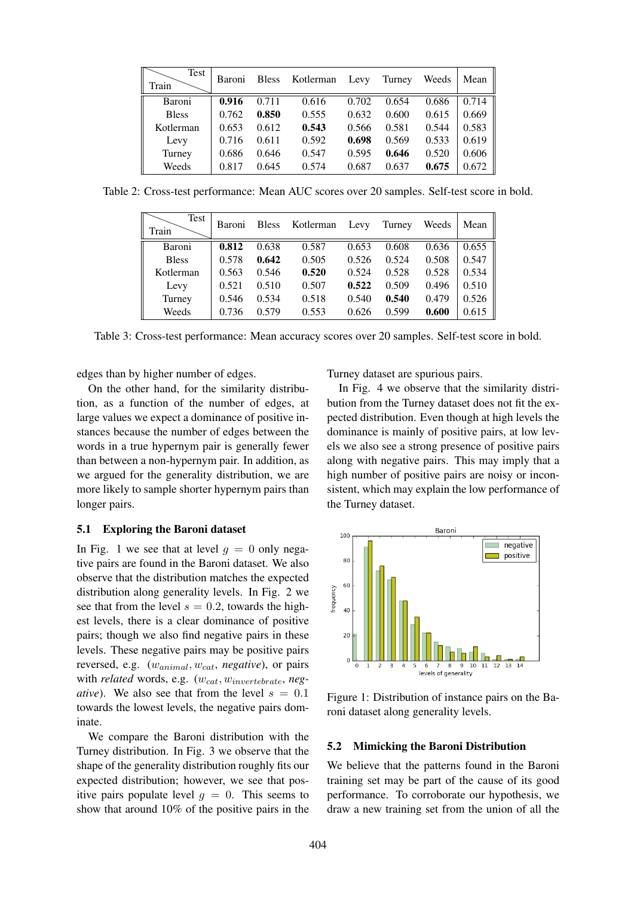| Train \ Test | Baroni | Bless | Kotlerman | Levy | Turney | Weeds | Mean |
|---|---|---|---|---|---|---|---|
| Baroni | **0.916** | 0.711 | 0.616 | 0.702 | 0.654 | 0.686 | 0.714 |
| Bless | 0.762 | **0.850** | 0.555 | 0.632 | 0.600 | 0.615 | 0.669 |
| Kotlerman | 0.653 | 0.612 | **0.543** | 0.566 | 0.581 | 0.544 | 0.583 |
| Levy | 0.716 | 0.611 | 0.592 | **0.698** | 0.569 | 0.533 | 0.619 |
| Turney | 0.686 | 0.646 | 0.547 | 0.595 | **0.646** | 0.520 | 0.606 |
| Weeds | 0.817 | 0.645 | 0.574 | 0.687 | 0.637 | **0.675** | 0.672 |

Table 2: Cross-test performance: Mean AUC scores over 20 samples. Self-test score in bold.

| Train \ Test | Baroni | Bless | Kotlerman | Levy | Turney | Weeds | Mean |
|---|---|---|---|---|---|---|---|
| Baroni | **0.812** | 0.638 | 0.587 | 0.653 | 0.608 | 0.636 | 0.655 |
| Bless | 0.578 | **0.642** | 0.505 | 0.526 | 0.524 | 0.508 | 0.547 |
| Kotlerman | 0.563 | 0.546 | **0.520** | 0.524 | 0.528 | 0.528 | 0.534 |
| Levy | 0.521 | 0.510 | 0.507 | **0.522** | 0.509 | 0.496 | 0.510 |
| Turney | 0.546 | 0.534 | 0.518 | 0.540 | **0.540** | 0.479 | 0.526 |
| Weeds | 0.736 | 0.579 | 0.553 | 0.626 | 0.599 | **0.600** | 0.615 |

Table 3: Cross-test performance: Mean accuracy scores over 20 samples. Self-test score in bold.

edges than by higher number of edges.

On the other hand, for the similarity distribution, as a function of the number of edges, at large values we expect a dominance of positive instances because the number of edges between the words in a true hypernym pair is generally fewer than between a non-hypernym pair. In addition, as we argued for the generality distribution, we are more likely to sample shorter hypernym pairs than longer pairs.

### 5.1 Exploring the Baroni dataset

In Fig. 1 we see that at level $g = 0$ only negative pairs are found in the Baroni dataset. We also observe that the distribution matches the expected distribution along generality levels. In Fig. 2 we see that from the level $s = 0.2$, towards the highest levels, there is a clear dominance of positive pairs; though we also find negative pairs in these levels. These negative pairs may be positive pairs reversed, e.g. ($w_{animal}, w_{cat}$, *negative*), or pairs with *related* words, e.g. ($w_{cat}, w_{invertebrate}$, *negative*). We also see that from the level $s = 0.1$ towards the lowest levels, the negative pairs dominate.

We compare the Baroni distribution with the Turney distribution. In Fig. 3 we observe that the shape of the generality distribution roughly fits our expected distribution; however, we see that positive pairs populate level $g = 0$. This seems to show that around 10% of the positive pairs in the Turney dataset are spurious pairs.

In Fig. 4 we observe that the similarity distribution from the Turney dataset does not fit the expected distribution. Even though at high levels the dominance is mainly of positive pairs, at low levels we also see a strong presence of positive pairs along with negative pairs. This may imply that a high number of positive pairs are noisy or inconsistent, which may explain the low performance of the Turney dataset.

Figure 1: Distribution of instance pairs on the Baroni dataset along generality levels.

### 5.2 Mimicking the Baroni Distribution

We believe that the patterns found in the Baroni training set may be part of the cause of its good performance. To corroborate our hypothesis, we draw a new training set from the union of all the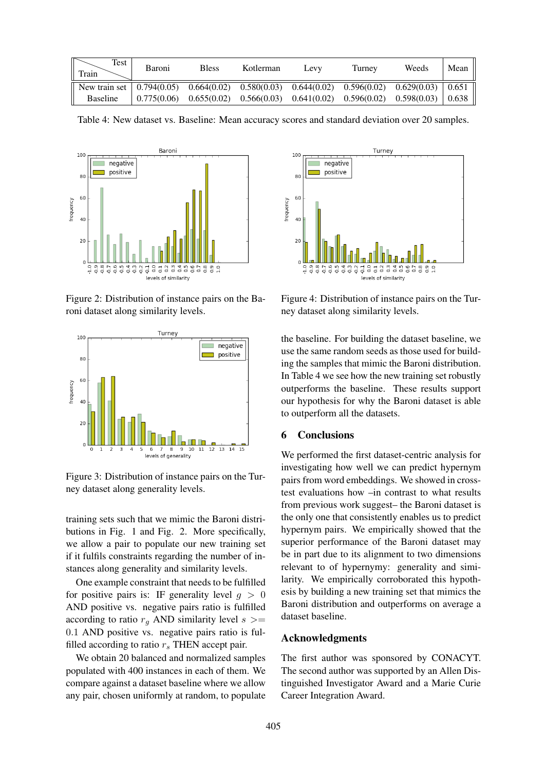| Train \ Test | Baroni | Bless | Kotlerman | Levy | Turney | Weeds | Mean |
|---|---|---|---|---|---|---|---|
| New train set | 0.794(0.05) | 0.664(0.02) | 0.580(0.03) | 0.644(0.02) | 0.596(0.02) | 0.629(0.03) | 0.651 |
| Baseline | 0.775(0.06) | 0.655(0.02) | 0.566(0.03) | 0.641(0.02) | 0.596(0.02) | 0.598(0.03) | 0.638 |

Table 4: New dataset vs. Baseline: Mean accuracy scores and standard deviation over 20 samples.

Figure 2: Distribution of instance pairs on the Baroni dataset along similarity levels.

Figure 3: Distribution of instance pairs on the Turney dataset along generality levels.

Figure 4: Distribution of instance pairs on the Turney dataset along similarity levels.

training sets such that we mimic the Baroni distributions in Fig. 1 and Fig. 2. More specifically, we allow a pair to populate our new training set if it fulfils constraints regarding the number of instances along generality and similarity levels.

One example constraint that needs to be fulfilled for positive pairs is: IF generality level $g > 0$ AND positive vs. negative pairs ratio is fulfilled according to ratio $r_g$ AND similarity level $s >= 0.1$ AND positive vs. negative pairs ratio is fulfilled according to ratio $r_s$ THEN accept pair.

We obtain 20 balanced and normalized samples populated with 400 instances in each of them. We compare against a dataset baseline where we allow any pair, chosen uniformly at random, to populate the baseline. For building the dataset baseline, we use the same random seeds as those used for building the samples that mimic the Baroni distribution. In Table 4 we see how the new training set robustly outperforms the baseline. These results support our hypothesis for why the Baroni dataset is able to outperform all the datasets.

## 6 Conclusions

We performed the first dataset-centric analysis for investigating how well we can predict hypernym pairs from word embeddings. We showed in cross-test evaluations how –in contrast to what results from previous work suggest– the Baroni dataset is the only one that consistently enables us to predict hypernym pairs. We empirically showed that the superior performance of the Baroni dataset may be in part due to its alignment to two dimensions relevant to of hypernymy: generality and similarity. We empirically corroborated this hypothesis by building a new training set that mimics the Baroni distribution and outperforms on average a dataset baseline.

## Acknowledgments

The first author was sponsored by CONACYT. The second author was supported by an Allen Distinguished Investigator Award and a Marie Curie Career Integration Award.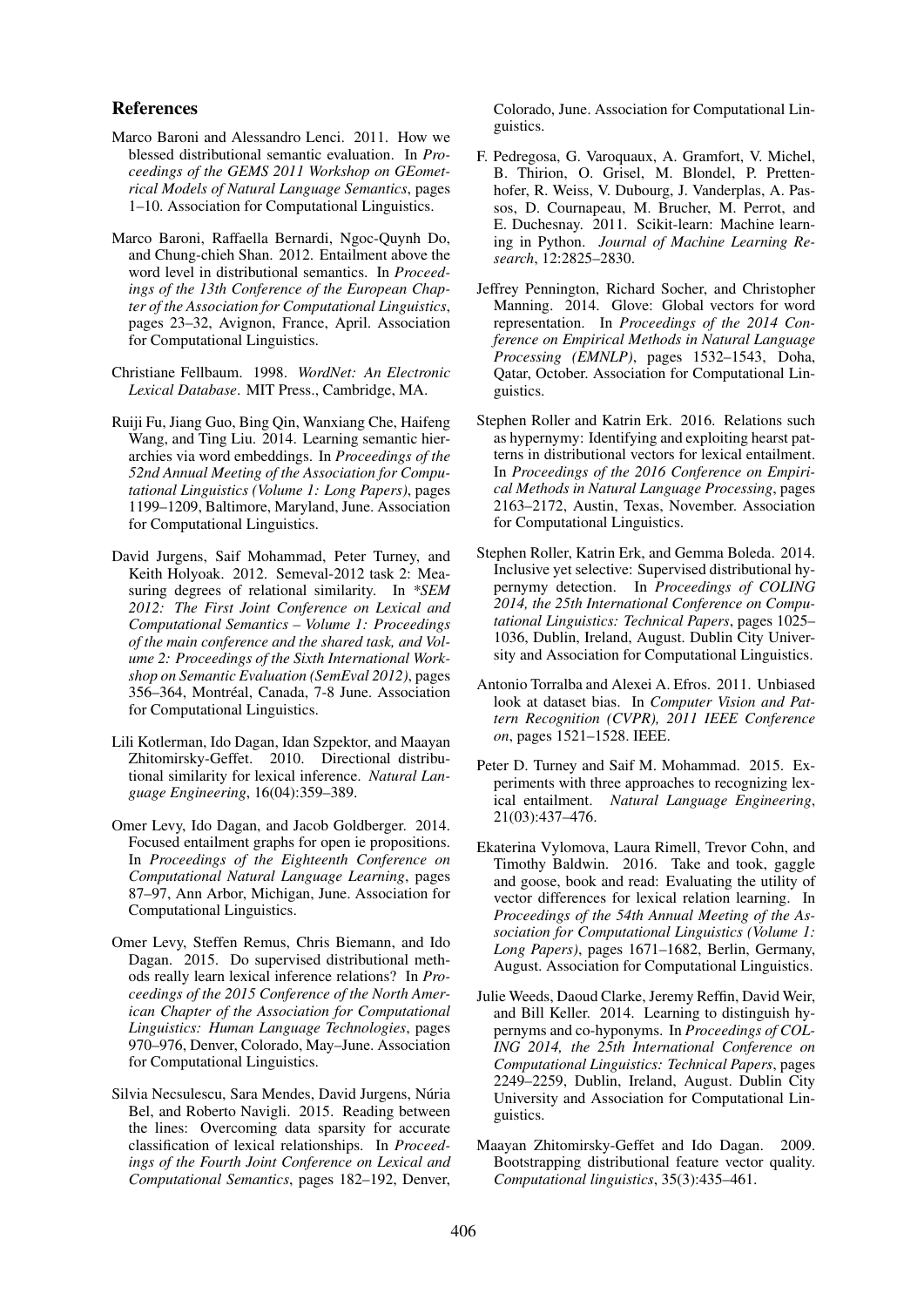## References

Marco Baroni and Alessandro Lenci. 2011. How we blessed distributional semantic evaluation. In *Proceedings of the GEMS 2011 Workshop on GEometrical Models of Natural Language Semantics*, pages 1–10. Association for Computational Linguistics.

Marco Baroni, Raffaella Bernardi, Ngoc-Quynh Do, and Chung-chieh Shan. 2012. Entailment above the word level in distributional semantics. In *Proceedings of the 13th Conference of the European Chapter of the Association for Computational Linguistics*, pages 23–32, Avignon, France, April. Association for Computational Linguistics.

Christiane Fellbaum. 1998. *WordNet: An Electronic Lexical Database*. MIT Press., Cambridge, MA.

Ruiji Fu, Jiang Guo, Bing Qin, Wanxiang Che, Haifeng Wang, and Ting Liu. 2014. Learning semantic hierarchies via word embeddings. In *Proceedings of the 52nd Annual Meeting of the Association for Computational Linguistics (Volume 1: Long Papers)*, pages 1199–1209, Baltimore, Maryland, June. Association for Computational Linguistics.

David Jurgens, Saif Mohammad, Peter Turney, and Keith Holyoak. 2012. Semeval-2012 task 2: Measuring degrees of relational similarity. In *\*SEM 2012: The First Joint Conference on Lexical and Computational Semantics – Volume 1: Proceedings of the main conference and the shared task, and Volume 2: Proceedings of the Sixth International Workshop on Semantic Evaluation (SemEval 2012)*, pages 356–364, Montréal, Canada, 7-8 June. Association for Computational Linguistics.

Lili Kotlerman, Ido Dagan, Idan Szpektor, and Maayan Zhitomirsky-Geffet. 2010. Directional distributional similarity for lexical inference. *Natural Language Engineering*, 16(04):359–389.

Omer Levy, Ido Dagan, and Jacob Goldberger. 2014. Focused entailment graphs for open ie propositions. In *Proceedings of the Eighteenth Conference on Computational Natural Language Learning*, pages 87–97, Ann Arbor, Michigan, June. Association for Computational Linguistics.

Omer Levy, Steffen Remus, Chris Biemann, and Ido Dagan. 2015. Do supervised distributional methods really learn lexical inference relations? In *Proceedings of the 2015 Conference of the North American Chapter of the Association for Computational Linguistics: Human Language Technologies*, pages 970–976, Denver, Colorado, May–June. Association for Computational Linguistics.

Silvia Necsulescu, Sara Mendes, David Jurgens, Núria Bel, and Roberto Navigli. 2015. Reading between the lines: Overcoming data sparsity for accurate classification of lexical relationships. In *Proceedings of the Fourth Joint Conference on Lexical and Computational Semantics*, pages 182–192, Denver, Colorado, June. Association for Computational Linguistics.

F. Pedregosa, G. Varoquaux, A. Gramfort, V. Michel, B. Thirion, O. Grisel, M. Blondel, P. Prettenhofer, R. Weiss, V. Dubourg, J. Vanderplas, A. Passos, D. Cournapeau, M. Brucher, M. Perrot, and E. Duchesnay. 2011. Scikit-learn: Machine learning in Python. *Journal of Machine Learning Research*, 12:2825–2830.

Jeffrey Pennington, Richard Socher, and Christopher Manning. 2014. Glove: Global vectors for word representation. In *Proceedings of the 2014 Conference on Empirical Methods in Natural Language Processing (EMNLP)*, pages 1532–1543, Doha, Qatar, October. Association for Computational Linguistics.

Stephen Roller and Katrin Erk. 2016. Relations such as hypernymy: Identifying and exploiting hearst patterns in distributional vectors for lexical entailment. In *Proceedings of the 2016 Conference on Empirical Methods in Natural Language Processing*, pages 2163–2172, Austin, Texas, November. Association for Computational Linguistics.

Stephen Roller, Katrin Erk, and Gemma Boleda. 2014. Inclusive yet selective: Supervised distributional hypernymy detection. In *Proceedings of COLING 2014, the 25th International Conference on Computational Linguistics: Technical Papers*, pages 1025–1036, Dublin, Ireland, August. Dublin City University and Association for Computational Linguistics.

Antonio Torralba and Alexei A. Efros. 2011. Unbiased look at dataset bias. In *Computer Vision and Pattern Recognition (CVPR), 2011 IEEE Conference on*, pages 1521–1528. IEEE.

Peter D. Turney and Saif M. Mohammad. 2015. Experiments with three approaches to recognizing lexical entailment. *Natural Language Engineering*, 21(03):437–476.

Ekaterina Vylomova, Laura Rimell, Trevor Cohn, and Timothy Baldwin. 2016. Take and took, gaggle and goose, book and read: Evaluating the utility of vector differences for lexical relation learning. In *Proceedings of the 54th Annual Meeting of the Association for Computational Linguistics (Volume 1: Long Papers)*, pages 1671–1682, Berlin, Germany, August. Association for Computational Linguistics.

Julie Weeds, Daoud Clarke, Jeremy Reffin, David Weir, and Bill Keller. 2014. Learning to distinguish hypernyms and co-hyponyms. In *Proceedings of COLING 2014, the 25th International Conference on Computational Linguistics: Technical Papers*, pages 2249–2259, Dublin, Ireland, August. Dublin City University and Association for Computational Linguistics.

Maayan Zhitomirsky-Geffet and Ido Dagan. 2009. Bootstrapping distributional feature vector quality. *Computational linguistics*, 35(3):435–461.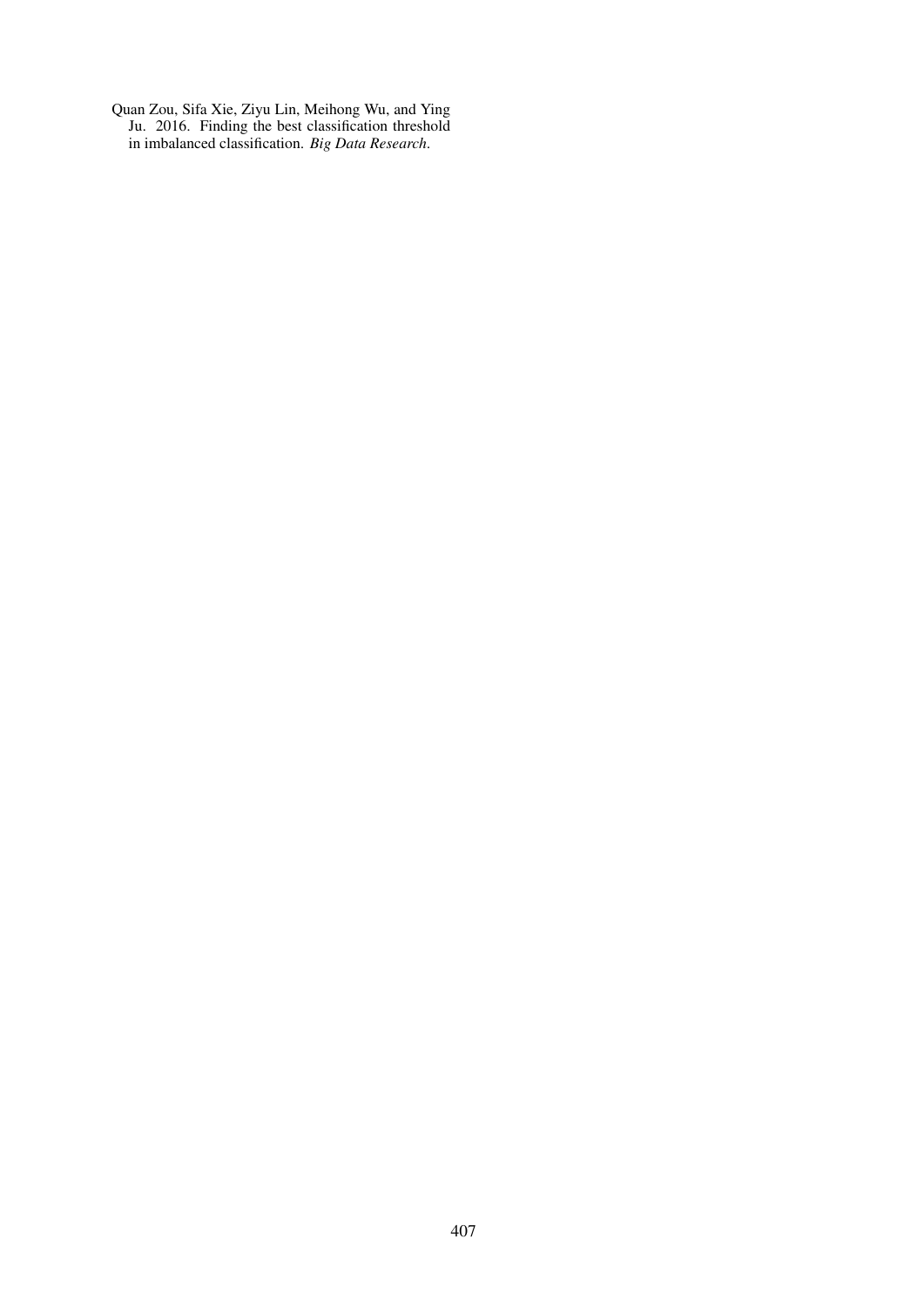Quan Zou, Sifa Xie, Ziyu Lin, Meihong Wu, and Ying Ju. 2016. Finding the best classification threshold in imbalanced classification. *Big Data Research*.